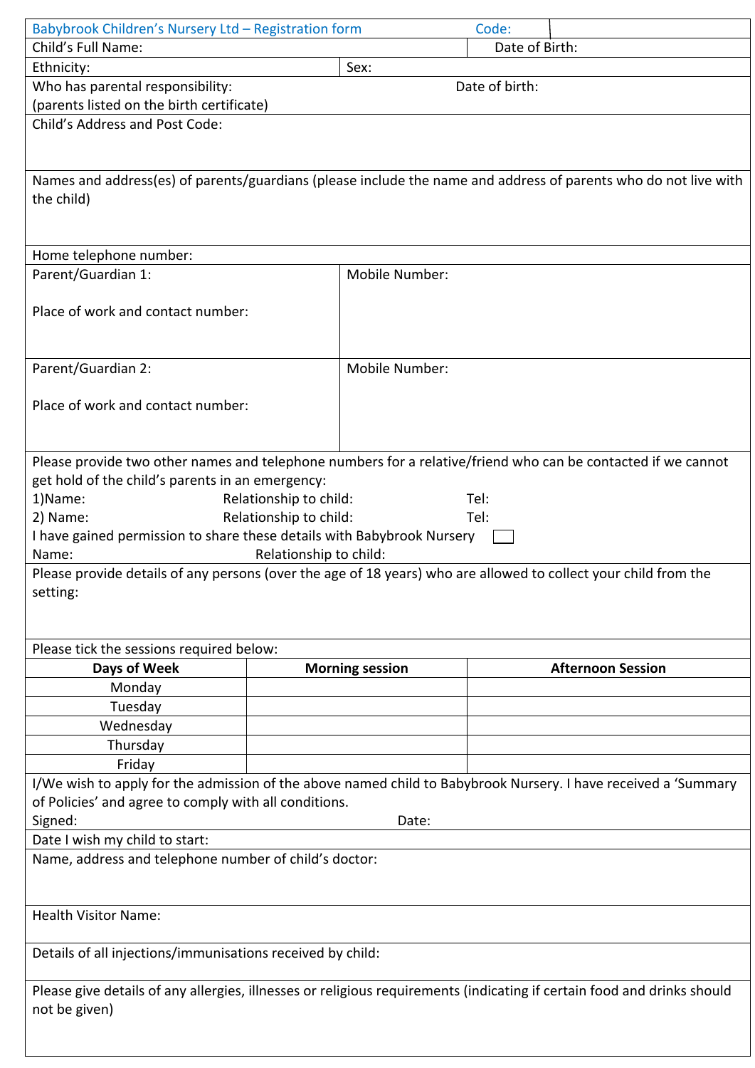Babybrook Children's Nursery Ltd – Registration form Code:

Child's Full Name: Date of Birth:

Ethnicity: Sex:

Who has parental responsibility: Date of birth:
(parents listed on the birth certificate)

Child's Address and Post Code:

Names and address(es) of parents/guardians (please include the name and address of parents who do not live with the child)

Home telephone number:

| Parent/Guardian 1:<br><br>Place of work and contact number: | Mobile Number: |
|---|---|
| Parent/Guardian 2:<br><br>Place of work and contact number: | Mobile Number: |

Please provide two other names and telephone numbers for a relative/friend who can be contacted if we cannot get hold of the child's parents in an emergency:

1)Name: Relationship to child: Tel:

2) Name: Relationship to child: Tel:

I have gained permission to share these details with Babybrook Nursery ☐

Name: Relationship to child:

Please provide details of any persons (over the age of 18 years) who are allowed to collect your child from the setting:

Please tick the sessions required below:

| Days of Week | Morning session | Afternoon Session |
|---|---|---|
| Monday | | |
| Tuesday | | |
| Wednesday | | |
| Thursday | | |
| Friday | | |

I/We wish to apply for the admission of the above named child to Babybrook Nursery. I have received a 'Summary of Policies' and agree to comply with all conditions.

Signed: Date:

Date I wish my child to start:

Name, address and telephone number of child's doctor:

Health Visitor Name:

Details of all injections/immunisations received by child:

Please give details of any allergies, illnesses or religious requirements (indicating if certain food and drinks should not be given)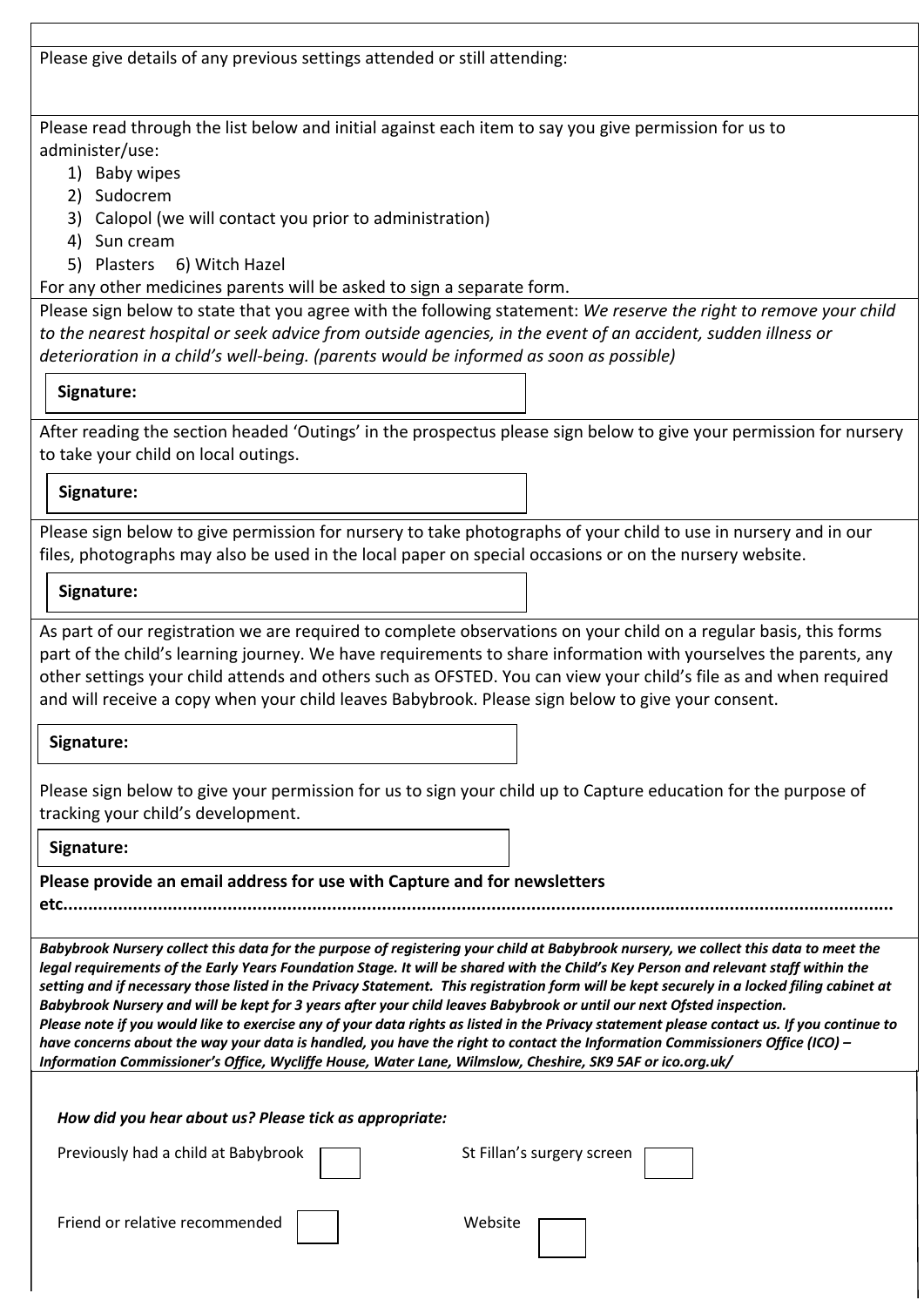Please give details of any previous settings attended or still attending:

Please read through the list below and initial against each item to say you give permission for us to administer/use:

1) Baby wipes
2) Sudocrem
3) Calopol (we will contact you prior to administration)
4) Sun cream
5) Plasters 6) Witch Hazel

For any other medicines parents will be asked to sign a separate form.

Please sign below to state that you agree with the following statement: *We reserve the right to remove your child to the nearest hospital or seek advice from outside agencies, in the event of an accident, sudden illness or deterioration in a child's well-being. (parents would be informed as soon as possible)*

**Signature:**

After reading the section headed 'Outings' in the prospectus please sign below to give your permission for nursery to take your child on local outings.

**Signature:**

Please sign below to give permission for nursery to take photographs of your child to use in nursery and in our files, photographs may also be used in the local paper on special occasions or on the nursery website.

**Signature:**

As part of our registration we are required to complete observations on your child on a regular basis, this forms part of the child's learning journey. We have requirements to share information with yourselves the parents, any other settings your child attends and others such as OFSTED. You can view your child's file as and when required and will receive a copy when your child leaves Babybrook. Please sign below to give your consent.

**Signature:**

Please sign below to give your permission for us to sign your child up to Capture education for the purpose of tracking your child's development.

**Signature:**

**Please provide an email address for use with Capture and for newsletters etc.................................................................................................................................................**

***Babybrook Nursery collect this data for the purpose of registering your child at Babybrook nursery, we collect this data to meet the legal requirements of the Early Years Foundation Stage. It will be shared with the Child's Key Person and relevant staff within the setting and if necessary those listed in the Privacy Statement. This registration form will be kept securely in a locked filing cabinet at Babybrook Nursery and will be kept for 3 years after your child leaves Babybrook or until our next Ofsted inspection.***

***Please note if you would like to exercise any of your data rights as listed in the Privacy statement please contact us. If you continue to have concerns about the way your data is handled, you have the right to contact the Information Commissioners Office (ICO) – Information Commissioner's Office, Wycliffe House, Water Lane, Wilmslow, Cheshire, SK9 5AF or ico.org.uk/***

***How did you hear about us? Please tick as appropriate:***

Previously had a child at Babybrook ☐

St Fillan's surgery screen ☐

Friend or relative recommended ☐

Website ☐